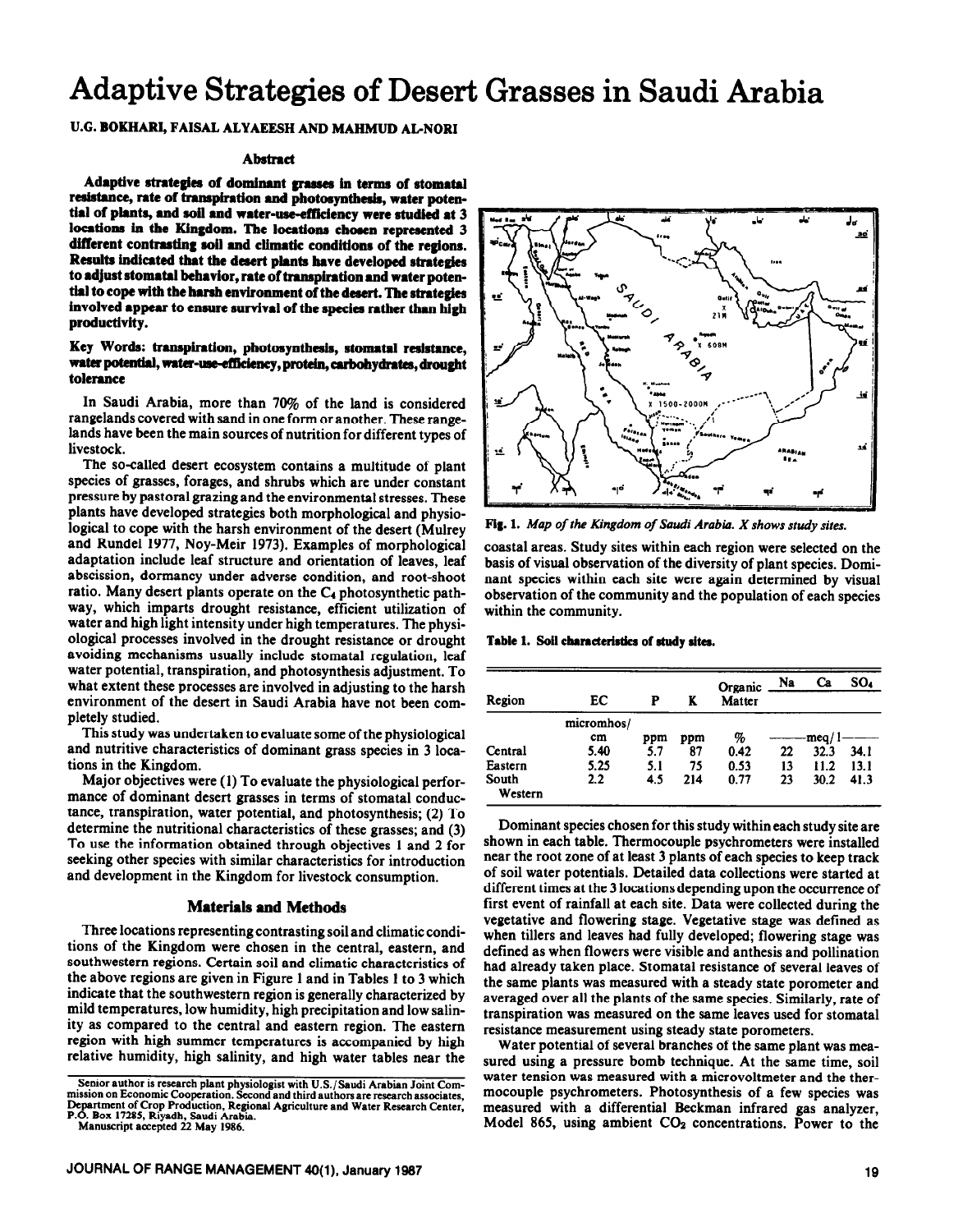# Adaptive Strategies of Desert Grasses in Saudi Arabia

**U.G. BOKHARI, FAISAL ALYAEESH AND MAHMUD AL-NORI**

### Abstract

**Adaptive strategies of dominant grasses in terms of stomatal resistance, rate of transpiration and photosynthesis, water potential of plants, and soil and water-use-efficiency were studied at 3 locations in the Kingdom. The locations chosen represented 3 different contrasting soil and climatic conditions of the regions. Results indicated that the desert plants have developed strategies to adjust stomatal behavior, rate of transpiration and water potential to cope with the harsh environment of the desert. The strategies involved appear to ensure survival of the species rather than high productivity.**

**Key Words: transpiration, photosynthesis, stomatal resistance, water potential, water-use-efficiency, protein, carbohydrates, drought tolerance**

In Saudi Arabia, more than 70% of the land is considered rangelands covered with sand in one form or another. These rangelands have been the main sources of nutrition for different types of livestock.

The so-called desert ecosystem contains a multitude of plant species of grasses, forages, and shrubs which are under constant pressure by pastoral grazing and the environmental stresses. These plants have developed strategies both morphological and physiological to cope with the harsh environment of the desert (Mulrey and Rundel 1977, Noy-Meir 1973). Examples of morphological adaptation include leaf structure and orientation of leaves, leaf abscission, dormancy under adverse condition, and root-shoot ratio. Many desert plants operate on the $C_4$ photosynthetic pathway, which imparts drought resistance, efficient utilization of water and high light intensity under high temperatures. The physiological processes involved in the drought resistance or drought avoiding mechanisms usually include stomatal regulation, leaf water potential, transpiration, and photosynthesis adjustment. To what extent these processes are involved in adjusting to the harsh environment of the desert in Saudi Arabia have not been completely studied.

This study was undertaken to evaluate some of the physiological and nutritive characteristics of dominant grass species in 3 locations in the Kingdom.

Major objectives were (1) To evaluate the physiological performance of dominant desert grasses in terms of stomatal conductance, transpiration, water potential, and photosynthesis; (2) To determine the nutritional characteristics of these grasses; and (3) To use the information obtained through objectives 1 and 2 for seeking other species with similar characteristics for introduction and development in the Kingdom for livestock consumption.

## Materials and Methods

Three locations representing contrasting soil and climatic conditions of the Kingdom were chosen in the central, eastern, and southwestern regions. Certain soil and climatic characteristics of the above regions are given in Figure 1 and in Tables 1 to 3 which indicate that the southwestern region is generally characterized by mild temperatures, low humidity, high precipitation and low salinity as compared to the central and eastern region. The eastern region with high summer temperatures is accompanied by high relative humidity, high salinity, and high water tables near the coastal areas. Study sites within each region were selected on the basis of visual observation of the diversity of plant species. Dominant species within each site were again determined by visual observation of the community and the population of each species within the community.

Fig. 1. *Map of the Kingdom of Saudi Arabia. X shows study sites.*

**Table 1. Soil characteristics of study sites.**

| Region | EC | P | K | Organic Matter | Na | Ca | $SO_4$ |
|---|---|---|---|---|---|---|---|
| | micromhos/cm | ppm | ppm | % | meq/l | | |
| Central | 5.40 | 5.7 | 87 | 0.42 | 22 | 32.3 | 34.1 |
| Eastern | 5.25 | 5.1 | 75 | 0.53 | 13 | 11.2 | 13.1 |
| South Western | 2.2 | 4.5 | 214 | 0.77 | 23 | 30.2 | 41.3 |

Dominant species chosen for this study within each study site are shown in each table. Thermocouple psychrometers were installed near the root zone of at least 3 plants of each species to keep track of soil water potentials. Detailed data collections were started at different times at the 3 locations depending upon the occurrence of first event of rainfall at each site. Data were collected during the vegetative and flowering stage. Vegetative stage was defined as when tillers and leaves had fully developed; flowering stage was defined as when flowers were visible and anthesis and pollination had already taken place. Stomatal resistance of several leaves of the same plants was measured with a steady state porometer and averaged over all the plants of the same species. Similarly, rate of transpiration was measured on the same leaves used for stomatal resistance measurement using steady state porometers.

Water potential of several branches of the same plant was measured using a pressure bomb technique. At the same time, soil water tension was measured with a microvoltmeter and the thermocouple psychrometers. Photosynthesis of a few species was measured with a differential Beckman infrared gas analyzer, Model 865, using ambient $CO_2$ concentrations. Power to the

Senior author is research plant physiologist with U.S./Saudi Arabian Joint Commission on Economic Cooperation. Second and third authors are research associates, Department of Crop Production, Regional Agriculture and Water Research Center, P.O. Box 17285, Riyadh, Saudi Arabia.
Manuscript accepted 22 May 1986.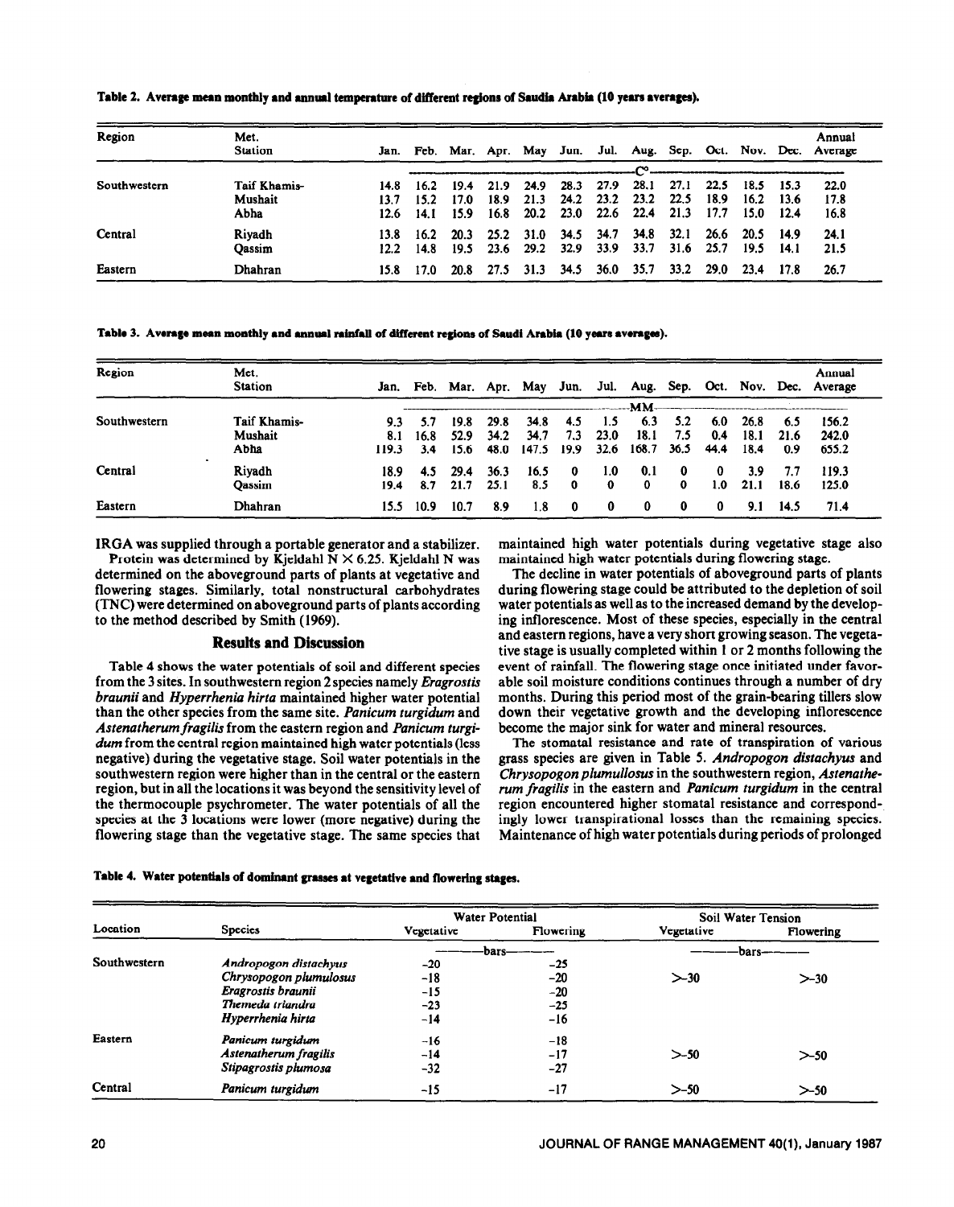**Table 2. Average mean monthly and annual temperature of different regions of Saudia Arabia (10 years averages).**

| Region | Met. Station | Jan. | Feb. | Mar. | Apr. | May | Jun. | Jul. | Aug. | Sep. | Oct. | Nov. | Dec. | Annual Average |
|---|---|---|---|---|---|---|---|---|---|---|---|---|---|---|
| | | | | | | | | | C° | | | | | |
| Southwestern | Taif Khamis- | 14.8 | 16.2 | 19.4 | 21.9 | 24.9 | 28.3 | 27.9 | 28.1 | 27.1 | 22.5 | 18.5 | 15.3 | 22.0 |
| | Mushait | 13.7 | 15.2 | 17.0 | 18.9 | 21.3 | 24.2 | 23.2 | 23.2 | 22.5 | 18.9 | 16.2 | 13.6 | 17.8 |
| | Abha | 12.6 | 14.1 | 15.9 | 16.8 | 20.2 | 23.0 | 22.6 | 22.4 | 21.3 | 17.7 | 15.0 | 12.4 | 16.8 |
| Central | Riyadh | 13.8 | 16.2 | 20.3 | 25.2 | 31.0 | 34.5 | 34.7 | 34.8 | 32.1 | 26.6 | 20.5 | 14.9 | 24.1 |
| | Qassim | 12.2 | 14.8 | 19.5 | 23.6 | 29.2 | 32.9 | 33.9 | 33.7 | 31.6 | 25.7 | 19.5 | 14.1 | 21.5 |
| Eastern | Dhahran | 15.8 | 17.0 | 20.8 | 27.5 | 31.3 | 34.5 | 36.0 | 35.7 | 33.2 | 29.0 | 23.4 | 17.8 | 26.7 |

**Table 3. Average mean monthly and annual rainfall of different regions of Saudi Arabia (10 years averages).**

| Region | Met. Station | Jan. | Feb. | Mar. | Apr. | May | Jun. | Jul. | Aug. | Sep. | Oct. | Nov. | Dec. | Annual Average |
|---|---|---|---|---|---|---|---|---|---|---|---|---|---|---|
| | | | | | | | | | MM | | | | | |
| Southwestern | Taif Khamis- | 9.3 | 5.7 | 19.8 | 29.8 | 34.8 | 4.5 | 1.5 | 6.3 | 5.2 | 6.0 | 26.8 | 6.5 | 156.2 |
| | Mushait | 8.1 | 16.8 | 52.9 | 34.2 | 34.7 | 7.3 | 23.0 | 18.1 | 7.5 | 0.4 | 18.1 | 21.6 | 242.0 |
| | Abha | 119.3 | 3.4 | 15.6 | 48.0 | 147.5 | 19.9 | 32.6 | 168.7 | 36.5 | 44.4 | 18.4 | 0.9 | 655.2 |
| Central | Riyadh | 18.9 | 4.5 | 29.4 | 36.3 | 16.5 | 0 | 1.0 | 0.1 | 0 | 0 | 3.9 | 7.7 | 119.3 |
| | Qassim | 19.4 | 8.7 | 21.7 | 25.1 | 8.5 | 0 | 0 | 0 | 0 | 1.0 | 21.1 | 18.6 | 125.0 |
| Eastern | Dhahran | 15.5 | 10.9 | 10.7 | 8.9 | 1.8 | 0 | 0 | 0 | 0 | 0 | 9.1 | 14.5 | 71.4 |

IRGA was supplied through a portable generator and a stabilizer.

Protein was determined by Kjeldahl N × 6.25. Kjeldahl N was determined on the aboveground parts of plants at vegetative and flowering stages. Similarly, total nonstructural carbohydrates (TNC) were determined on aboveground parts of plants according to the method described by Smith (1969).

## Results and Discussion

Table 4 shows the water potentials of soil and different species from the 3 sites. In southwestern region 2 species namely *Eragrostis braunii* and *Hyperrhenia hirta* maintained higher water potential than the other species from the same site. *Panicum turgidum* and *Astenatherum fragilis* from the eastern region and *Panicum turgidum* from the central region maintained high water potentials (less negative) during the vegetative stage. Soil water potentials in the southwestern region were higher than in the central or the eastern region, but in all the locations it was beyond the sensitivity level of the thermocouple psychrometer. The water potentials of all the species at the 3 locations were lower (more negative) during the flowering stage than the vegetative stage. The same species that maintained high water potentials during vegetative stage also maintained high water potentials during flowering stage.

The decline in water potentials of aboveground parts of plants during flowering stage could be attributed to the depletion of soil water potentials as well as to the increased demand by the developing inflorescence. Most of these species, especially in the central and eastern regions, have a very short growing season. The vegetative stage is usually completed within 1 or 2 months following the event of rainfall. The flowering stage once initiated under favorable soil moisture conditions continues through a number of dry months. During this period most of the grain-bearing tillers slow down their vegetative growth and the developing inflorescence become the major sink for water and mineral resources.

The stomatal resistance and rate of transpiration of various grass species are given in Table 5. *Andropogon distachyus* and *Chrysopogon plumullosus* in the southwestern region, *Astenatherum fragilis* in the eastern and *Panicum turgidum* in the central region encountered higher stomatal resistance and correspondingly lower transpirational losses than the remaining species. Maintenance of high water potentials during periods of prolonged

**Table 4. Water potentials of dominant grasses at vegetative and flowering stages.**

| Location | Species | Water Potential | | Soil Water Tension | |
|---|---|---|---|---|---|
| | | Vegetative | Flowering | Vegetative | Flowering |
| | | bars | | bars | |
| Southwestern | *Andropogon distachyus* | −20 | −25 | | |
| | *Chrysopogon plumulosus* | −18 | −20 | >−30 | >−30 |
| | *Eragrostis braunii* | −15 | −20 | | |
| | *Themeda triandra* | −23 | −25 | | |
| | *Hyperrhenia hirta* | −14 | −16 | | |
| Eastern | *Panicum turgidum* | −16 | −18 | | |
| | *Astenatherum fragilis* | −14 | −17 | >−50 | >−50 |
| | *Stipagrostis plumosa* | −32 | −27 | | |
| Central | *Panicum turgidum* | −15 | −17 | >−50 | >−50 |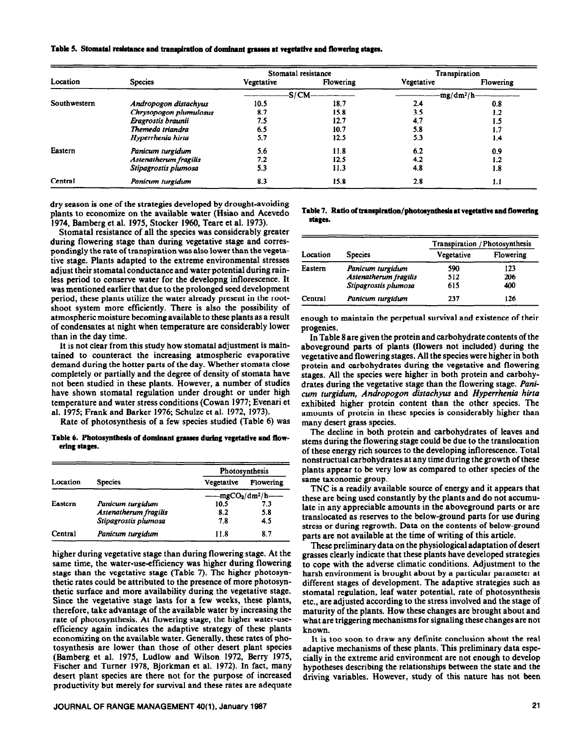**Table 5. Stomatal resistance and transpiration of dominant grasses at vegetative and flowering stages.**

| Location | Species | Stomatal resistance | | Transpiration | |
|---|---|---|---|---|---|
| | | Vegetative | Flowering | Vegetative | Flowering |
| | | S/CM | | $mg/dm^2/h$ | |
| Southwestern | *Andropogon distachyus* | 10.5 | 18.7 | 2.4 | 0.8 |
| | *Chrysopogon plumulosus* | 8.7 | 15.8 | 3.5 | 1.2 |
| | *Eragrostis braunii* | 7.5 | 12.7 | 4.7 | 1.5 |
| | *Themeda triandra* | 6.5 | 10.7 | 5.8 | 1.7 |
| | *Hyperrhenia hirta* | 5.7 | 12.5 | 5.3 | 1.4 |
| Eastern | *Panicum turgidum* | 5.6 | 11.8 | 6.2 | 0.9 |
| | *Astenatherum fragilis* | 7.2 | 12.5 | 4.2 | 1.2 |
| | *Stipagrostis plumosa* | 5.3 | 11.3 | 4.8 | 1.8 |
| Central | *Panicum turgidum* | 8.3 | 15.8 | 2.8 | 1.1 |

dry season is one of the strategies developed by drought-avoiding plants to economize on the available water (Hsiao and Acevedo 1974, Bamberg et al. 1975, Stocker 1960, Teare et al. 1973).

Stomatal resistance of all the species was considerably greater during flowering stage than during vegetative stage and correspondingly the rate of transpiration was also lower than the vegetative stage. Plants adapted to the extreme environmental stresses adjust their stomatal conductance and water potential during rainless period to conserve water for the developng inflorescence. It was mentioned earlier that due to the prolonged seed development period, these plants utilize the water already present in the root-shoot system more efficiently. There is also the possibility of atmospheric moisture becoming available to these plants as a result of condensates at night when temperature are considerably lower than in the day time.

It is not clear from this study how stomatal adjustment is maintained to counteract the increasing atmospheric evaporative demand during the hotter parts of the day. Whether stomata close completely or partially and the degree of density of stomata have not been studied in these plants. However, a number of studies have shown stomatal regulation under drought or under high temperature and water stress conditions (Cowan 1977; Evenari et al. 1975; Frank and Barker 1976; Schulze et al. 1972, 1973).

Rate of photosynthesis of a few species studied (Table 6) was

**Table 6. Photosynthesis of dominant grasses during vegetative and flowering stages.**

| Location | Species | Photosynthesis | |
|---|---|---|---|
| | | Vegetative | Flowering |
| | | $mgCO_2/dm^2/h$ | |
| Eastern | *Panicum turgidum* | 10.5 | 7.3 |
| | *Astenatherum fragilis* | 8.2 | 5.8 |
| | *Stipagrostis plumosa* | 7.8 | 4.5 |
| Central | *Panicum turgidum* | 11.8 | 8.7 |

higher during vegetative stage than during flowering stage. At the same time, the water-use-efficiency was higher during flowering stage than the vegetative stage (Table 7). The higher photosynthetic rates could be attributed to the presence of more photosynthetic surface and more availability during the vegetative stage. Since the vegetative stage lasts for a few weeks, these plants, therefore, take advantage of the available water by increasing the rate of photosynthesis. At flowering stage, the higher water-use-efficiency again indicates the adaptive strategy of these plants economizing on the available water. Generally, these rates of photosynthesis are lower than those of other desert plant species (Bamberg et al. 1975, Ludlow and Wilson 1972, Berry 1975, Fischer and Turner 1978, Bjorkman et al. 1972). In fact, many desert plant species are there not for the purpose of increased productivity but merely for survival and these rates are adequate

**Table 7. Ratio of transpiration/photosynthesis at vegetative and flowering stages.**

| Location | Species | Transpiration / Photosynthesis | |
|---|---|---|---|
| | | Vegetative | Flowering |
| Eastern | *Panicum turgidum* | 590 | 123 |
| | *Astenatherum fragilis* | 512 | 206 |
| | *Stipagrostis plumosa* | 615 | 400 |
| Central | *Panicum turgidum* | 237 | 126 |

enough to maintain the perpetual survival and existence of their progenies.

In Table 8 are given the protein and carbohydrate contents of the aboveground parts of plants (flowers not included) during the vegetative and flowering stages. All the species were higher in both protein and carbohydrates during the vegetative and flowering stages. All the species were higher in both protein and carbohydrates during the vegetative stage than the flowering stage. *Panicum turgidum, Andropogon distachyus* and *Hyperrhenia hirta* exhibited higher protein content than the other species. The amounts of protein in these species is considerably higher than many desert grass species.

The decline in both protein and carbohydrates of leaves and stems during the flowering stage could be due to the translocation of these energy rich sources to the developing inflorescence. Total nonstructual carbohydrates at any time during the growth of these plants appear to be very low as compared to other species of the same taxonomic group.

TNC is a readily available source of energy and it appears that these are being used constantly by the plants and do not accumulate in any appreciable amounts in the aboveground parts or are translocated as reserves to the below-ground parts for use during stress or during regrowth. Data on the contents of below-ground parts are not available at the time of writing of this article.

These preliminary data on the physiological adaptation of desert grasses clearly indicate that these plants have developed strategies to cope with the adverse climatic conditions. Adjustment to the harsh environment is brought about by a particular parameter at different stages of development. The adaptive strategies such as stomatal regulation, leaf water potential, rate of photosynthesis etc., are adjusted according to the stress involved and the stage of maturity of the plants. How these changes are brought about and what are triggering mechanisms for signaling these changes are not known.

It is too soon to draw any definite conclusion about the real adaptive mechanisms of these plants. This preliminary data especially in the extreme arid environment are not enough to develop hypotheses describing the relationships between the state and the driving variables. However, study of this nature has not been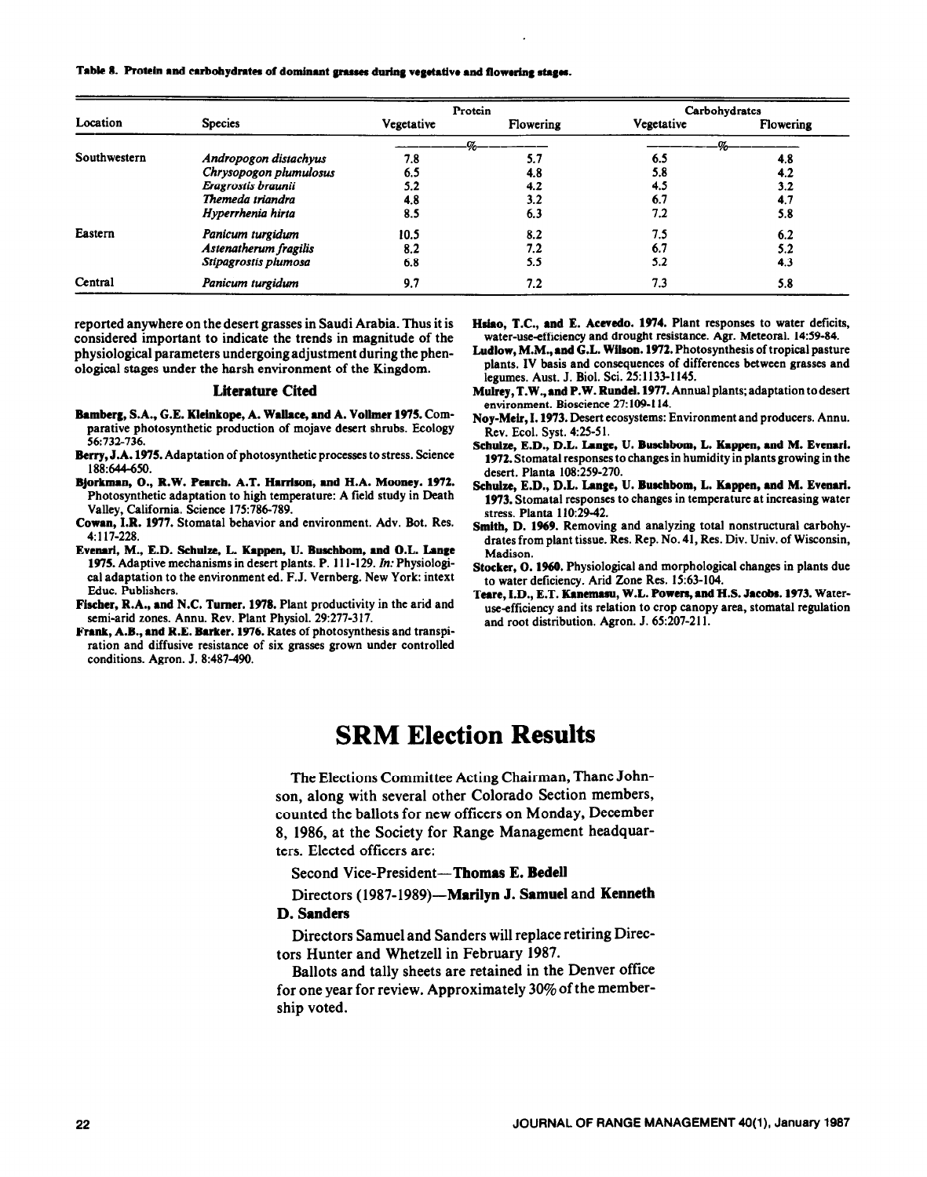**Table 8. Protein and carbohydrates of dominant grasses during vegetative and flowering stages.**

| Location | Species | Protein | | Carbohydrates | |
|---|---|---|---|---|---|
| | | Vegetative | Flowering | Vegetative | Flowering |
| | | % | | % | |
| Southwestern | *Andropogon distachyus* | 7.8 | 5.7 | 6.5 | 4.8 |
| | *Chrysopogon plumulosus* | 6.5 | 4.8 | 5.8 | 4.2 |
| | *Eragrostis braunii* | 5.2 | 4.2 | 4.5 | 3.2 |
| | *Themeda triandra* | 4.8 | 3.2 | 6.7 | 4.7 |
| | *Hyperrhenia hirta* | 8.5 | 6.3 | 7.2 | 5.8 |
| Eastern | *Panicum turgidum* | 10.5 | 8.2 | 7.5 | 6.2 |
| | *Astenatherum fragilis* | 8.2 | 7.2 | 6.7 | 5.2 |
| | *Stipagrostis plumosa* | 6.8 | 5.5 | 5.2 | 4.3 |
| Central | *Panicum turgidum* | 9.7 | 7.2 | 7.3 | 5.8 |

reported anywhere on the desert grasses in Saudi Arabia. Thus it is considered important to indicate the trends in magnitude of the physiological parameters undergoing adjustment during the phenological stages under the harsh environment of the Kingdom.

### Literature Cited

**Bamberg, S.A., G.E. Kleinkope, A. Wallace, and A. Vollmer 1975.** Comparative photosynthetic production of mojave desert shrubs. Ecology 56:732-736.

**Berry, J.A. 1975.** Adaptation of photosynthetic processes to stress. Science 188:644-650.

**Bjorkman, O., R.W. Pearch. A.T. Harrison, and H.A. Mooney. 1972.** Photosynthetic adaptation to high temperature: A field study in Death Valley, California. Science 175:786-789.

**Cowan, I.R. 1977.** Stomatal behavior and environment. Adv. Bot. Res. 4:117-228.

**Evenari, M., E.D. Schulze, L. Kappen, U. Buschbom, and O.L. Lange 1975.** Adaptive mechanisms in desert plants. P. 111-129. *In:* Physiological adaptation to the environment ed. F.J. Vernberg. New York: intext Educ. Publishers.

**Fischer, R.A., and N.C. Turner. 1978.** Plant productivity in the arid and semi-arid zones. Annu. Rev. Plant Physiol. 29:277-317.

**Frank, A.B., and R.E. Barker. 1976.** Rates of photosynthesis and transpiration and diffusive resistance of six grasses grown under controlled conditions. Agron. J. 8:487-490.

**Hsiao, T.C., and E. Acevedo. 1974.** Plant responses to water deficits, water-use-efficiency and drought resistance. Agr. Meteoral. 14:59-84.

**Ludlow, M.M., and G.L. Wilson. 1972.** Photosynthesis of tropical pasture plants. IV basis and consequences of differences between grasses and legumes. Aust. J. Biol. Sci. 25:1133-1145.

**Mulrey, T.W., and P.W. Rundel. 1977.** Annual plants; adaptation to desert environment. Bioscience 27:109-114.

**Noy-Meir, I. 1973.** Desert ecosystems: Environment and producers. Annu. Rev. Ecol. Syst. 4:25-51.

**Schulze, E.D., D.L. Lange, U. Buschbom, L. Kappen, and M. Evenari. 1972.** Stomatal responses to changes in humidity in plants growing in the desert. Planta 108:259-270.

**Schulze, E.D., D.L. Lange, U. Buschbom, L. Kappen, and M. Evenari. 1973.** Stomatal responses to changes in temperature at increasing water stress. Planta 110:29-42.

**Smith, D. 1969.** Removing and analyzing total nonstructural carbohydrates from plant tissue. Res. Rep. No. 41, Res. Div. Univ. of Wisconsin, Madison.

**Stocker, O. 1960.** Physiological and morphological changes in plants due to water deficiency. Arid Zone Res. 15:63-104.

**Teare, I.D., E.T. Kanemasu, W.L. Powers, and H.S. Jacobs. 1973.** Water-use-efficiency and its relation to crop canopy area, stomatal regulation and root distribution. Agron. J. 65:207-211.

# SRM Election Results

The Elections Committee Acting Chairman, Thanc Johnson, along with several other Colorado Section members, counted the ballots for new officers on Monday, December 8, 1986, at the Society for Range Management headquarters. Elected officers are:

Second Vice-President—**Thomas E. Bedell**

Directors (1987-1989)—**Marilyn J. Samuel** and **Kenneth D. Sanders**

Directors Samuel and Sanders will replace retiring Directors Hunter and Whetzell in February 1987.

Ballots and tally sheets are retained in the Denver office for one year for review. Approximately 30% of the membership voted.